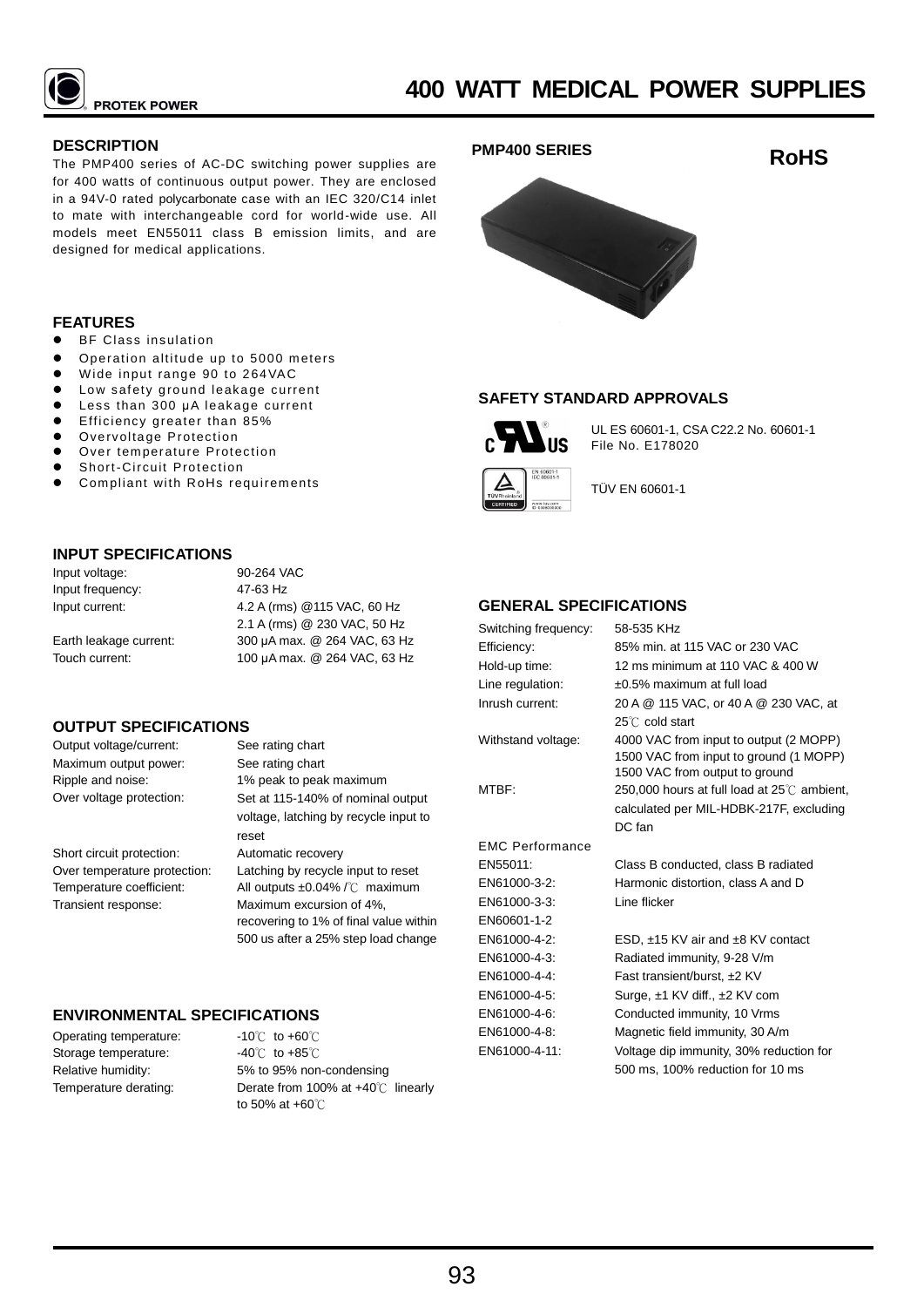PROTEK POWER

# 400 WATT MEDICAL POWER SUPPLIES

## DESCRIPTION

The PMP400 series of AC-DC switching power supplies are for 400 watts of continuous output power. They are enclosed in a 94V-0 rated polycarbonate case with an IEC 320/C14 inlet to mate with interchangeable cord for world-wide use. All models meet EN55011 class B emission limits, and are designed for medical applications.

## PMP400 SERIES

**RoHS**

## FEATURES

- BF Class insulation
- Operation altitude up to 5000 meters
- Wide input range 90 to 264VAC
- Low safety ground leakage current
- Less than 300 μA leakage current
- Efficiency greater than 85%
- Overvoltage Protection
- Over temperature Protection
- Short-Circuit Protection
- Compliant with RoHs requirements

## SAFETY STANDARD APPROVALS

UL ES 60601-1, CSA C22.2 No. 60601-1
File No. E178020

TÜV EN 60601-1

## INPUT SPECIFICATIONS

| | |
|---|---|
| Input voltage: | 90-264 VAC |
| Input frequency: | 47-63 Hz |
| Input current: | 4.2 A (rms) @115 VAC, 60 Hz<br>2.1 A (rms) @ 230 VAC, 50 Hz |
| Earth leakage current: | 300 μA max. @ 264 VAC, 63 Hz |
| Touch current: | 100 μA max. @ 264 VAC, 63 Hz |

## OUTPUT SPECIFICATIONS

| | |
|---|---|
| Output voltage/current: | See rating chart |
| Maximum output power: | See rating chart |
| Ripple and noise: | 1% peak to peak maximum |
| Over voltage protection: | Set at 115-140% of nominal output voltage, latching by recycle input to reset |
| Short circuit protection: | Automatic recovery |
| Over temperature protection: | Latching by recycle input to reset |
| Temperature coefficient: | All outputs ±0.04% /℃ maximum |
| Transient response: | Maximum excursion of 4%, recovering to 1% of final value within 500 us after a 25% step load change |

## ENVIRONMENTAL SPECIFICATIONS

| | |
|---|---|
| Operating temperature: | -10℃ to +60℃ |
| Storage temperature: | -40℃ to +85℃ |
| Relative humidity: | 5% to 95% non-condensing |
| Temperature derating: | Derate from 100% at +40℃ linearly to 50% at +60℃ |

## GENERAL SPECIFICATIONS

| | |
|---|---|
| Switching frequency: | 58-535 KHz |
| Efficiency: | 85% min. at 115 VAC or 230 VAC |
| Hold-up time: | 12 ms minimum at 110 VAC & 400 W |
| Line regulation: | ±0.5% maximum at full load |
| Inrush current: | 20 A @ 115 VAC, or 40 A @ 230 VAC, at 25℃ cold start |
| Withstand voltage: | 4000 VAC from input to output (2 MOPP)<br>1500 VAC from input to ground (1 MOPP)<br>1500 VAC from output to ground |
| MTBF: | 250,000 hours at full load at 25℃ ambient, calculated per MIL-HDBK-217F, excluding DC fan |
| EMC Performance | |
| EN55011: | Class B conducted, class B radiated |
| EN61000-3-2: | Harmonic distortion, class A and D |
| EN61000-3-3: | Line flicker |
| EN60601-1-2 | |
| EN61000-4-2: | ESD, ±15 KV air and ±8 KV contact |
| EN61000-4-3: | Radiated immunity, 9-28 V/m |
| EN61000-4-4: | Fast transient/burst, ±2 KV |
| EN61000-4-5: | Surge, ±1 KV diff., ±2 KV com |
| EN61000-4-6: | Conducted immunity, 10 Vrms |
| EN61000-4-8: | Magnetic field immunity, 30 A/m |
| EN61000-4-11: | Voltage dip immunity, 30% reduction for 500 ms, 100% reduction for 10 ms |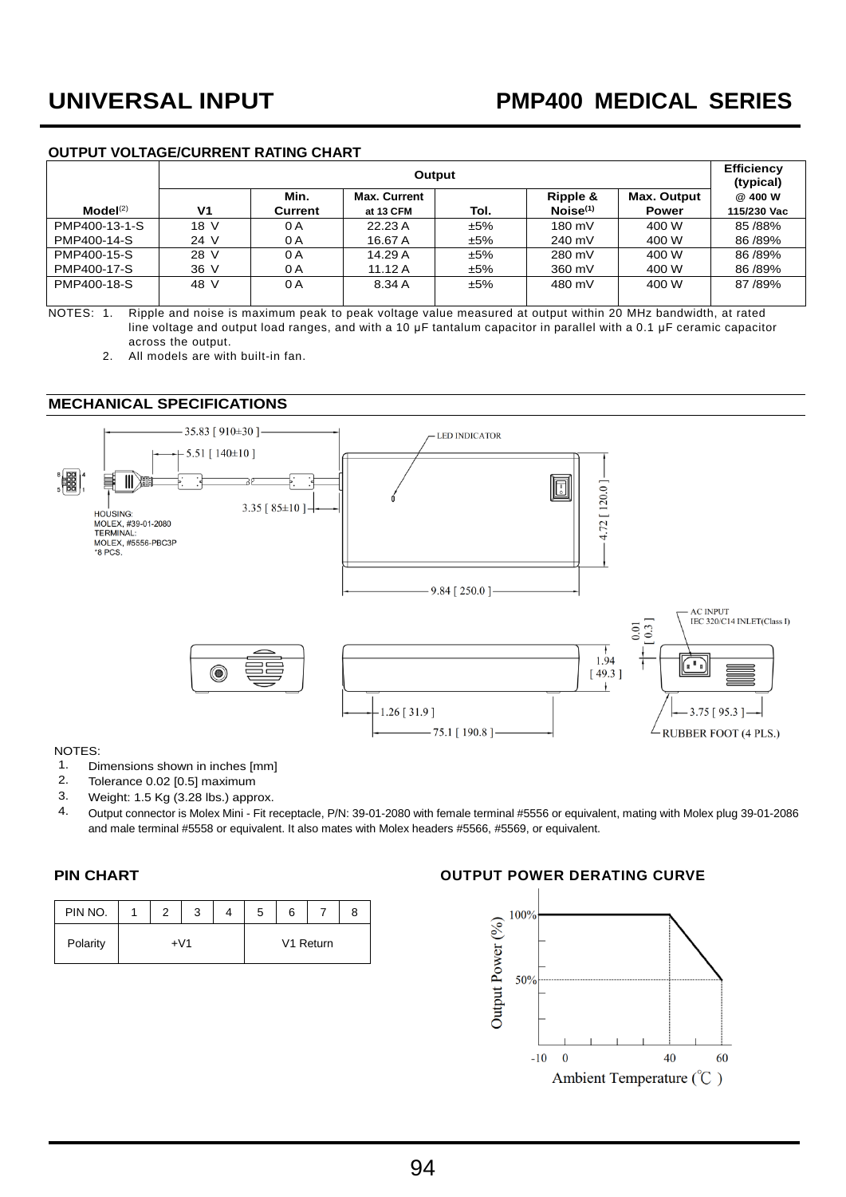# UNIVERSAL INPUT

# PMP400 MEDICAL SERIES

## OUTPUT VOLTAGE/CURRENT RATING CHART

| | Output | | | | | | Efficiency (typical) |
|---|---|---|---|---|---|---|---|
| Model[(2)] | V1 | Min. Current | Max. Current at 13 CFM | Tol. | Ripple & Noise[(1)] | Max. Output Power | @ 400 W 115/230 Vac |
| PMP400-13-1-S | 18 V | 0 A | 22.23 A | ±5% | 180 mV | 400 W | 85 /88% |
| PMP400-14-S | 24 V | 0 A | 16.67 A | ±5% | 240 mV | 400 W | 86 /89% |
| PMP400-15-S | 28 V | 0 A | 14.29 A | ±5% | 280 mV | 400 W | 86 /89% |
| PMP400-17-S | 36 V | 0 A | 11.12 A | ±5% | 360 mV | 400 W | 86 /89% |
| PMP400-18-S | 48 V | 0 A | 8.34 A | ±5% | 480 mV | 400 W | 87 /89% |

NOTES: 1. Ripple and noise is maximum peak to peak voltage value measured at output within 20 MHz bandwidth, at rated line voltage and output load ranges, and with a 10 μF tantalum capacitor in parallel with a 0.1 μF ceramic capacitor across the output.

2. All models are with built-in fan.

## MECHANICAL SPECIFICATIONS

35.83 [ 910±30 ]
5.51 [ 140±10 ]
3.35 [ 85±10 ]
LED INDICATOR
4.72 [ 120.0 ]
9.84 [ 250.0 ]
HOUSING: MOLEX, #39-01-2080
TERMINAL: MOLEX, #5556-PBC3P
*8 PCS.
AC INPUT
IEC 320/C14 INLET(Class I)
0.01 [ 0.3 ]
1.94 [ 49.3 ]
1.26 [ 31.9 ]
75.1 [ 190.8 ]
3.75 [ 95.3 ]
RUBBER FOOT (4 PLS.)

NOTES:

1. Dimensions shown in inches [mm]
2. Tolerance 0.02 [0.5] maximum
3. Weight: 1.5 Kg (3.28 lbs.) approx.
4. Output connector is Molex Mini - Fit receptacle, P/N: 39-01-2080 with female terminal #5556 or equivalent, mating with Molex plug 39-01-2086 and male terminal #5558 or equivalent. It also mates with Molex headers #5566, #5569, or equivalent.

## PIN CHART

| PIN NO. | 1 | 2 | 3 | 4 | 5 | 6 | 7 | 8 |
|---|---|---|---|---|---|---|---|---|
| Polarity | +V1 | | | | V1 Return | | | |

## OUTPUT POWER DERATING CURVE

Output Power (%)
100%
50%
-10
0
40
60
Ambient Temperature (℃)